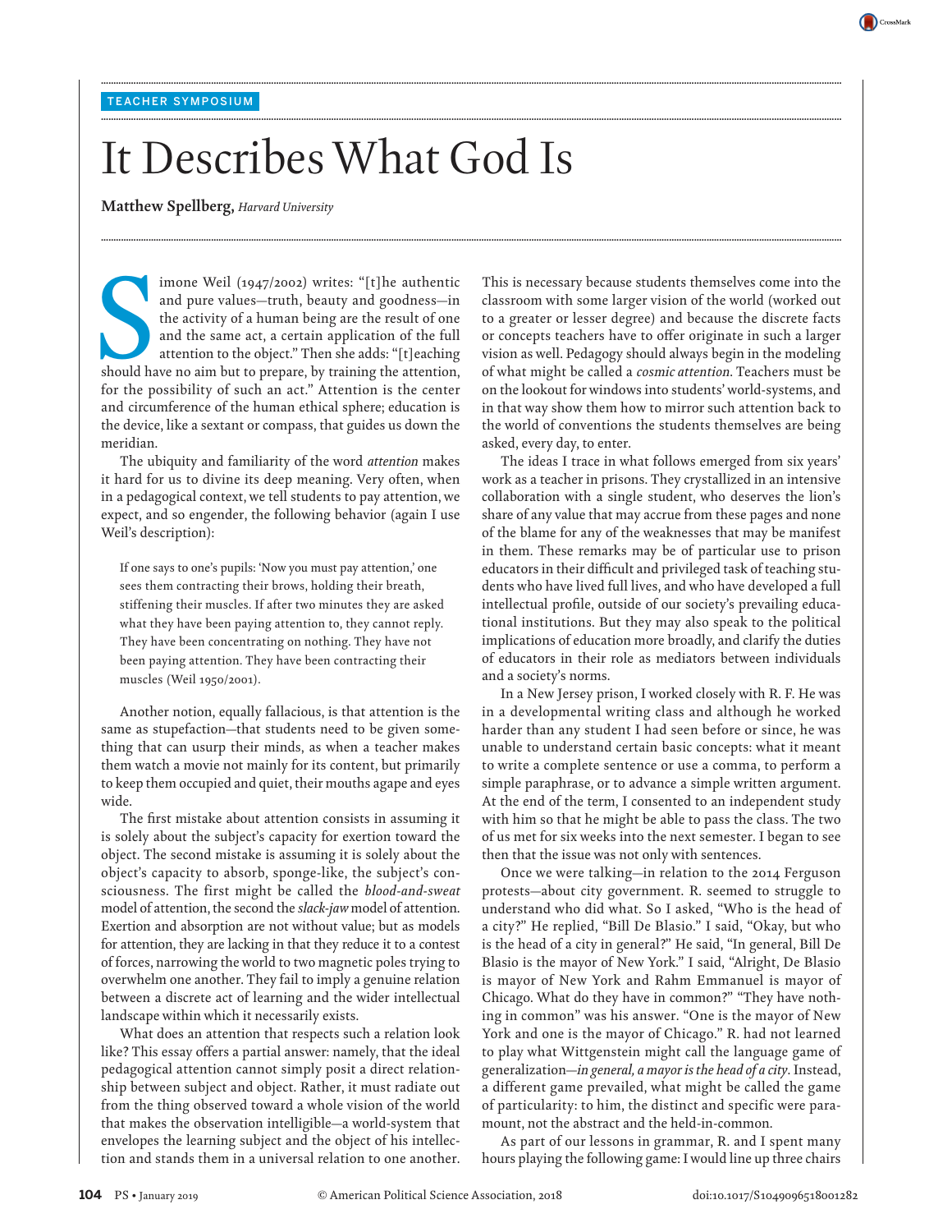TEACHER SYMPOSIUM

# It Describes What God Is

**Matthew Spellberg,** *Harvard University*

Simone Weil (1947/2002) writes: "[t]he authentic and pure values—truth, beauty and goodness—in the activity of a human being are the result of one and the same act, a certain application of the full attention to the object." Then she adds: "[t]eaching should have no aim but to prepare, by training the attention, for the possibility of such an act." Attention is the center and circumference of the human ethical sphere; education is the device, like a sextant or compass, that guides us down the meridian.

The ubiquity and familiarity of the word *attention* makes it hard for us to divine its deep meaning. Very often, when in a pedagogical context, we tell students to pay attention, we expect, and so engender, the following behavior (again I use Weil's description):

> If one says to one's pupils: 'Now you must pay attention,' one sees them contracting their brows, holding their breath, stiffening their muscles. If after two minutes they are asked what they have been paying attention to, they cannot reply. They have been concentrating on nothing. They have not been paying attention. They have been contracting their muscles (Weil 1950/2001).

Another notion, equally fallacious, is that attention is the same as stupefaction—that students need to be given something that can usurp their minds, as when a teacher makes them watch a movie not mainly for its content, but primarily to keep them occupied and quiet, their mouths agape and eyes wide.

The first mistake about attention consists in assuming it is solely about the subject's capacity for exertion toward the object. The second mistake is assuming it is solely about the object's capacity to absorb, sponge-like, the subject's consciousness. The first might be called the *blood-and-sweat* model of attention, the second the *slack-jaw* model of attention. Exertion and absorption are not without value; but as models for attention, they are lacking in that they reduce it to a contest of forces, narrowing the world to two magnetic poles trying to overwhelm one another. They fail to imply a genuine relation between a discrete act of learning and the wider intellectual landscape within which it necessarily exists.

What does an attention that respects such a relation look like? This essay offers a partial answer: namely, that the ideal pedagogical attention cannot simply posit a direct relationship between subject and object. Rather, it must radiate out from the thing observed toward a whole vision of the world that makes the observation intelligible—a world-system that envelopes the learning subject and the object of his intellection and stands them in a universal relation to one another. This is necessary because students themselves come into the classroom with some larger vision of the world (worked out to a greater or lesser degree) and because the discrete facts or concepts teachers have to offer originate in such a larger vision as well. Pedagogy should always begin in the modeling of what might be called a *cosmic attention*. Teachers must be on the lookout for windows into students' world-systems, and in that way show them how to mirror such attention back to the world of conventions the students themselves are being asked, every day, to enter.

The ideas I trace in what follows emerged from six years' work as a teacher in prisons. They crystallized in an intensive collaboration with a single student, who deserves the lion's share of any value that may accrue from these pages and none of the blame for any of the weaknesses that may be manifest in them. These remarks may be of particular use to prison educators in their difficult and privileged task of teaching students who have lived full lives, and who have developed a full intellectual profile, outside of our society's prevailing educational institutions. But they may also speak to the political implications of education more broadly, and clarify the duties of educators in their role as mediators between individuals and a society's norms.

In a New Jersey prison, I worked closely with R. F. He was in a developmental writing class and although he worked harder than any student I had seen before or since, he was unable to understand certain basic concepts: what it meant to write a complete sentence or use a comma, to perform a simple paraphrase, or to advance a simple written argument. At the end of the term, I consented to an independent study with him so that he might be able to pass the class. The two of us met for six weeks into the next semester. I began to see then that the issue was not only with sentences.

Once we were talking—in relation to the 2014 Ferguson protests—about city government. R. seemed to struggle to understand who did what. So I asked, "Who is the head of a city?" He replied, "Bill De Blasio." I said, "Okay, but who is the head of a city in general?" He said, "In general, Bill De Blasio is the mayor of New York." I said, "Alright, De Blasio is mayor of New York and Rahm Emmanuel is mayor of Chicago. What do they have in common?" "They have nothing in common" was his answer. "One is the mayor of New York and one is the mayor of Chicago." R. had not learned to play what Wittgenstein might call the language game of generalization—*in general, a mayor is the head of a city*. Instead, a different game prevailed, what might be called the game of particularity: to him, the distinct and specific were paramount, not the abstract and the held-in-common.

As part of our lessons in grammar, R. and I spent many hours playing the following game: I would line up three chairs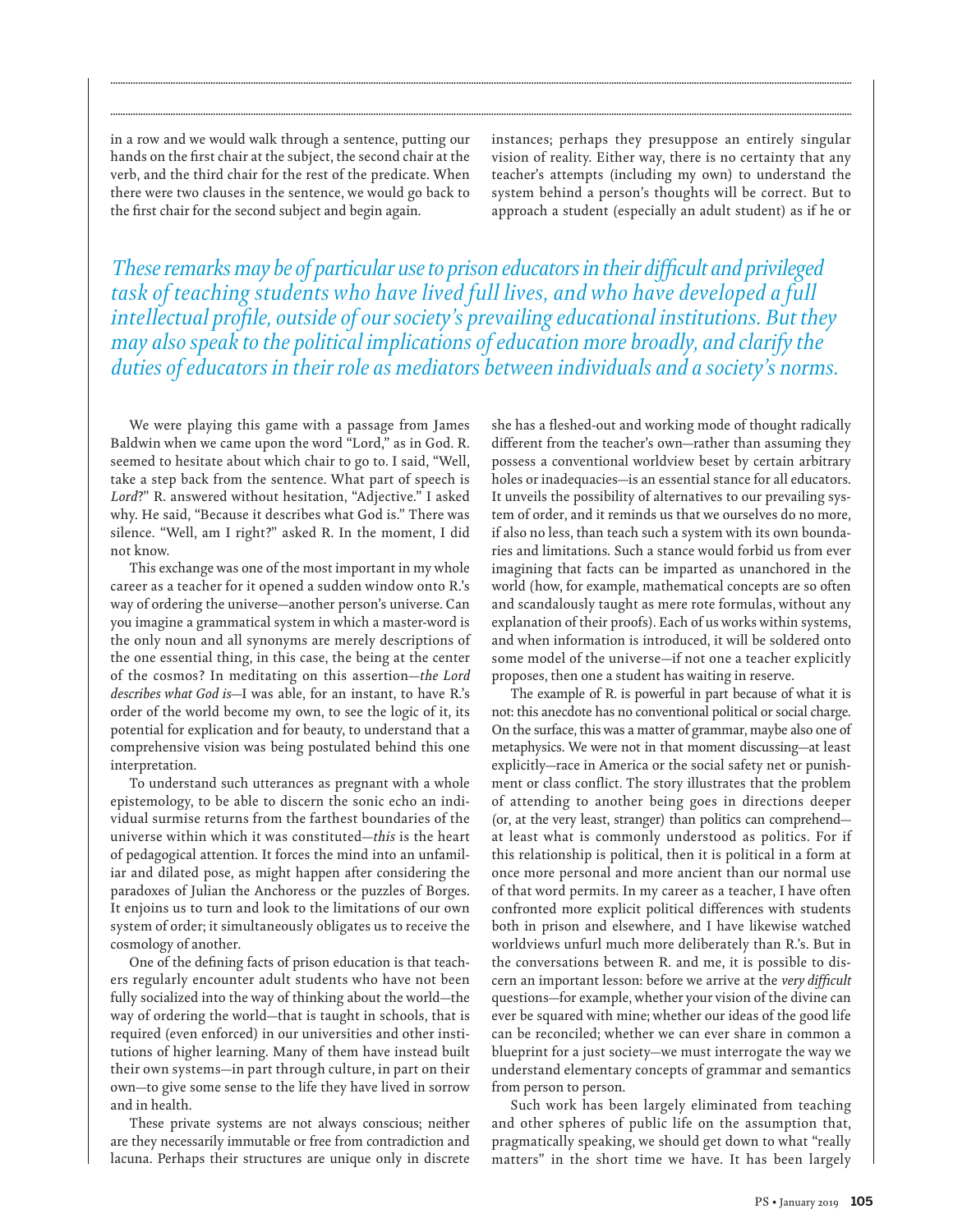in a row and we would walk through a sentence, putting our hands on the first chair at the subject, the second chair at the verb, and the third chair for the rest of the predicate. When there were two clauses in the sentence, we would go back to the first chair for the second subject and begin again.

*These remarks may be of particular use to prison educators in their difficult and privileged task of teaching students who have lived full lives, and who have developed a full intellectual profile, outside of our society's prevailing educational institutions. But they may also speak to the political implications of education more broadly, and clarify the duties of educators in their role as mediators between individuals and a society's norms.*

We were playing this game with a passage from James Baldwin when we came upon the word "Lord," as in God. R. seemed to hesitate about which chair to go to. I said, "Well, take a step back from the sentence. What part of speech is *Lord*?" R. answered without hesitation, "Adjective." I asked why. He said, "Because it describes what God is." There was silence. "Well, am I right?" asked R. In the moment, I did not know.

This exchange was one of the most important in my whole career as a teacher for it opened a sudden window onto R.'s way of ordering the universe—another person's universe. Can you imagine a grammatical system in which a master-word is the only noun and all synonyms are merely descriptions of the one essential thing, in this case, the being at the center of the cosmos? In meditating on this assertion—*the Lord describes what God is*—I was able, for an instant, to have R.'s order of the world become my own, to see the logic of it, its potential for explication and for beauty, to understand that a comprehensive vision was being postulated behind this one interpretation.

To understand such utterances as pregnant with a whole epistemology, to be able to discern the sonic echo an individual surmise returns from the farthest boundaries of the universe within which it was constituted—*this* is the heart of pedagogical attention. It forces the mind into an unfamiliar and dilated pose, as might happen after considering the paradoxes of Julian the Anchoress or the puzzles of Borges. It enjoins us to turn and look to the limitations of our own system of order; it simultaneously obligates us to receive the cosmology of another.

One of the defining facts of prison education is that teachers regularly encounter adult students who have not been fully socialized into the way of thinking about the world—the way of ordering the world—that is taught in schools, that is required (even enforced) in our universities and other institutions of higher learning. Many of them have instead built their own systems—in part through culture, in part on their own—to give some sense to the life they have lived in sorrow and in health.

These private systems are not always conscious; neither are they necessarily immutable or free from contradiction and lacuna. Perhaps their structures are unique only in discrete instances; perhaps they presuppose an entirely singular vision of reality. Either way, there is no certainty that any teacher's attempts (including my own) to understand the system behind a person's thoughts will be correct. But to approach a student (especially an adult student) as if he or she has a fleshed-out and working mode of thought radically different from the teacher's own—rather than assuming they possess a conventional worldview beset by certain arbitrary holes or inadequacies—is an essential stance for all educators. It unveils the possibility of alternatives to our prevailing system of order, and it reminds us that we ourselves do no more, if also no less, than teach such a system with its own boundaries and limitations. Such a stance would forbid us from ever imagining that facts can be imparted as unanchored in the world (how, for example, mathematical concepts are so often and scandalously taught as mere rote formulas, without any explanation of their proofs). Each of us works within systems, and when information is introduced, it will be soldered onto some model of the universe—if not one a teacher explicitly proposes, then one a student has waiting in reserve.

The example of R. is powerful in part because of what it is not: this anecdote has no conventional political or social charge. On the surface, this was a matter of grammar, maybe also one of metaphysics. We were not in that moment discussing—at least explicitly—race in America or the social safety net or punishment or class conflict. The story illustrates that the problem of attending to another being goes in directions deeper (or, at the very least, stranger) than politics can comprehend—at least what is commonly understood as politics. For if this relationship is political, then it is political in a form at once more personal and more ancient than our normal use of that word permits. In my career as a teacher, I have often confronted more explicit political differences with students both in prison and elsewhere, and I have likewise watched worldviews unfurl much more deliberately than R.'s. But in the conversations between R. and me, it is possible to discern an important lesson: before we arrive at the *very difficult* questions—for example, whether your vision of the divine can ever be squared with mine; whether our ideas of the good life can be reconciled; whether we can ever share in common a blueprint for a just society—we must interrogate the way we understand elementary concepts of grammar and semantics from person to person.

Such work has been largely eliminated from teaching and other spheres of public life on the assumption that, pragmatically speaking, we should get down to what "really matters" in the short time we have. It has been largely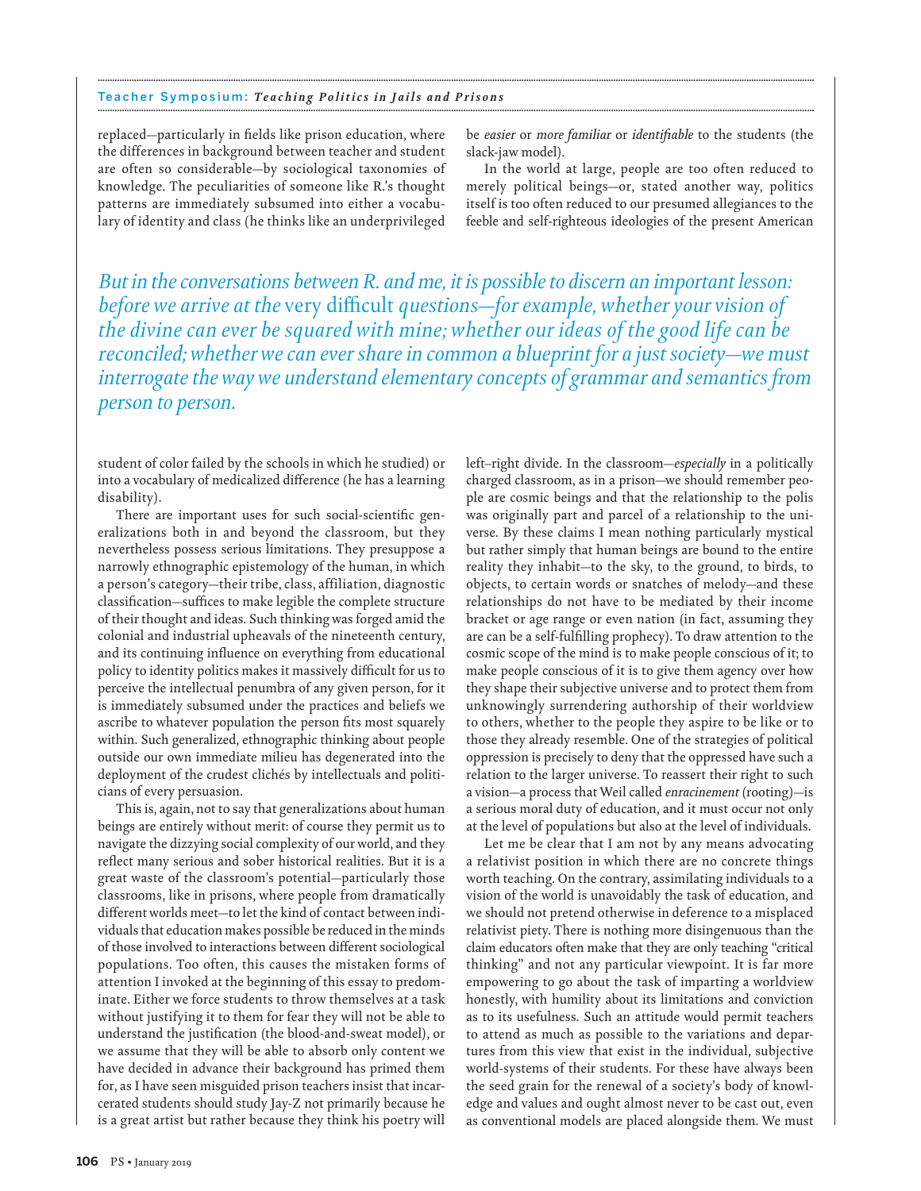replaced—particularly in fields like prison education, where the differences in background between teacher and student are often so considerable—by sociological taxonomies of knowledge. The peculiarities of someone like R.'s thought patterns are immediately subsumed into either a vocabulary of identity and class (he thinks like an underprivileged student of color failed by the schools in which he studied) or into a vocabulary of medicalized difference (he has a learning disability).

*But in the conversations between R. and me, it is possible to discern an important lesson: before we arrive at the* very difficult *questions—for example, whether your vision of the divine can ever be squared with mine; whether our ideas of the good life can be reconciled; whether we can ever share in common a blueprint for a just society—we must interrogate the way we understand elementary concepts of grammar and semantics from person to person.*

There are important uses for such social-scientific generalizations both in and beyond the classroom, but they nevertheless possess serious limitations. They presuppose a narrowly ethnographic epistemology of the human, in which a person's category—their tribe, class, affiliation, diagnostic classification—suffices to make legible the complete structure of their thought and ideas. Such thinking was forged amid the colonial and industrial upheavals of the nineteenth century, and its continuing influence on everything from educational policy to identity politics makes it massively difficult for us to perceive the intellectual penumbra of any given person, for it is immediately subsumed under the practices and beliefs we ascribe to whatever population the person fits most squarely within. Such generalized, ethnographic thinking about people outside our own immediate milieu has degenerated into the deployment of the crudest clichés by intellectuals and politicians of every persuasion.

This is, again, not to say that generalizations about human beings are entirely without merit: of course they permit us to navigate the dizzying social complexity of our world, and they reflect many serious and sober historical realities. But it is a great waste of the classroom's potential—particularly those classrooms, like in prisons, where people from dramatically different worlds meet—to let the kind of contact between individuals that education makes possible be reduced in the minds of those involved to interactions between different sociological populations. Too often, this causes the mistaken forms of attention I invoked at the beginning of this essay to predominate. Either we force students to throw themselves at a task without justifying it to them for fear they will not be able to understand the justification (the blood-and-sweat model), or we assume that they will be able to absorb only content we have decided in advance their background has primed them for, as I have seen misguided prison teachers insist that incarcerated students should study Jay-Z not primarily because he is a great artist but rather because they think his poetry will be *easier* or *more familiar* or *identifiable* to the students (the slack-jaw model).

In the world at large, people are too often reduced to merely political beings—or, stated another way, politics itself is too often reduced to our presumed allegiances to the feeble and self-righteous ideologies of the present American left–right divide. In the classroom—*especially* in a politically charged classroom, as in a prison—we should remember people are cosmic beings and that the relationship to the polis was originally part and parcel of a relationship to the universe. By these claims I mean nothing particularly mystical but rather simply that human beings are bound to the entire reality they inhabit—to the sky, to the ground, to birds, to objects, to certain words or snatches of melody—and these relationships do not have to be mediated by their income bracket or age range or even nation (in fact, assuming they are can be a self-fulfilling prophecy). To draw attention to the cosmic scope of the mind is to make people conscious of it; to make people conscious of it is to give them agency over how they shape their subjective universe and to protect them from unknowingly surrendering authorship of their worldview to others, whether to the people they aspire to be like or to those they already resemble. One of the strategies of political oppression is precisely to deny that the oppressed have such a relation to the larger universe. To reassert their right to such a vision—a process that Weil called *enracinement* (rooting)—is a serious moral duty of education, and it must occur not only at the level of populations but also at the level of individuals.

Let me be clear that I am not by any means advocating a relativist position in which there are no concrete things worth teaching. On the contrary, assimilating individuals to a vision of the world is unavoidably the task of education, and we should not pretend otherwise in deference to a misplaced relativist piety. There is nothing more disingenuous than the claim educators often make that they are only teaching "critical thinking" and not any particular viewpoint. It is far more empowering to go about the task of imparting a worldview honestly, with humility about its limitations and conviction as to its usefulness. Such an attitude would permit teachers to attend as much as possible to the variations and departures from this view that exist in the individual, subjective world-systems of their students. For these have always been the seed grain for the renewal of a society's body of knowledge and values and ought almost never to be cast out, even as conventional models are placed alongside them. We must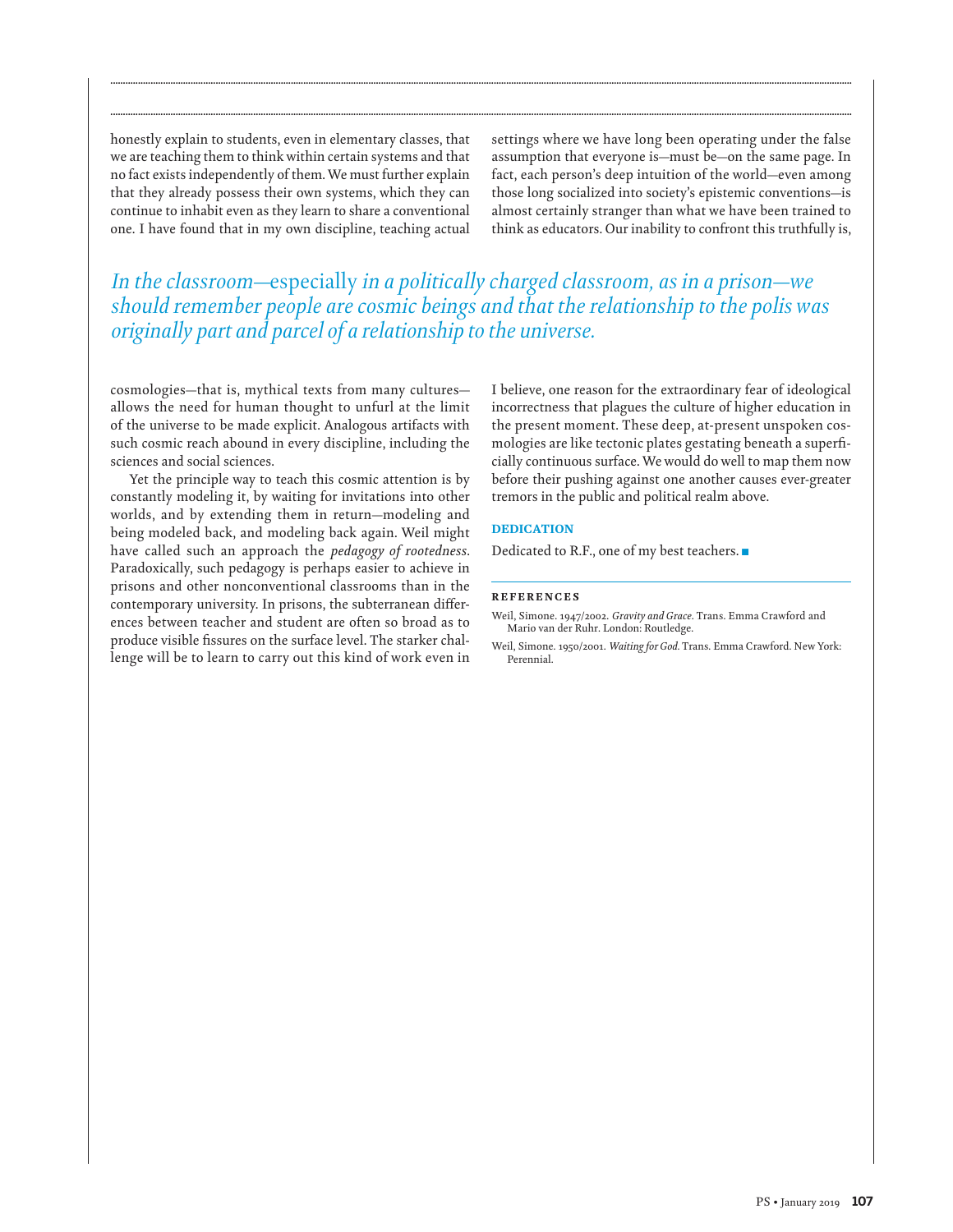honestly explain to students, even in elementary classes, that we are teaching them to think within certain systems and that no fact exists independently of them. We must further explain that they already possess their own systems, which they can continue to inhabit even as they learn to share a conventional one. I have found that in my own discipline, teaching actual cosmologies—that is, mythical texts from many cultures—allows the need for human thought to unfurl at the limit of the universe to be made explicit. Analogous artifacts with such cosmic reach abound in every discipline, including the sciences and social sciences.

Yet the principle way to teach this cosmic attention is by constantly modeling it, by waiting for invitations into other worlds, and by extending them in return—modeling and being modeled back, and modeling back again. Weil might have called such an approach the *pedagogy of rootedness*. Paradoxically, such pedagogy is perhaps easier to achieve in prisons and other nonconventional classrooms than in the contemporary university. In prisons, the subterranean differences between teacher and student are often so broad as to produce visible fissures on the surface level. The starker challenge will be to learn to carry out this kind of work even in settings where we have long been operating under the false assumption that everyone is—must be—on the same page. In fact, each person's deep intuition of the world—even among those long socialized into society's epistemic conventions—is almost certainly stranger than what we have been trained to think as educators. Our inability to confront this truthfully is, I believe, one reason for the extraordinary fear of ideological incorrectness that plagues the culture of higher education in the present moment. These deep, at-present unspoken cosmologies are like tectonic plates gestating beneath a superficially continuous surface. We would do well to map them now before their pushing against one another causes ever-greater tremors in the public and political realm above.

> *In the classroom—*especially *in a politically charged classroom, as in a prison—we should remember people are cosmic beings and that the relationship to the polis was originally part and parcel of a relationship to the universe.*

## DEDICATION

Dedicated to R.F., one of my best teachers. ■

## REFERENCES

Weil, Simone. 1947/2002. *Gravity and Grace*. Trans. Emma Crawford and Mario van der Ruhr. London: Routledge.

Weil, Simone. 1950/2001. *Waiting for God*. Trans. Emma Crawford. New York: Perennial.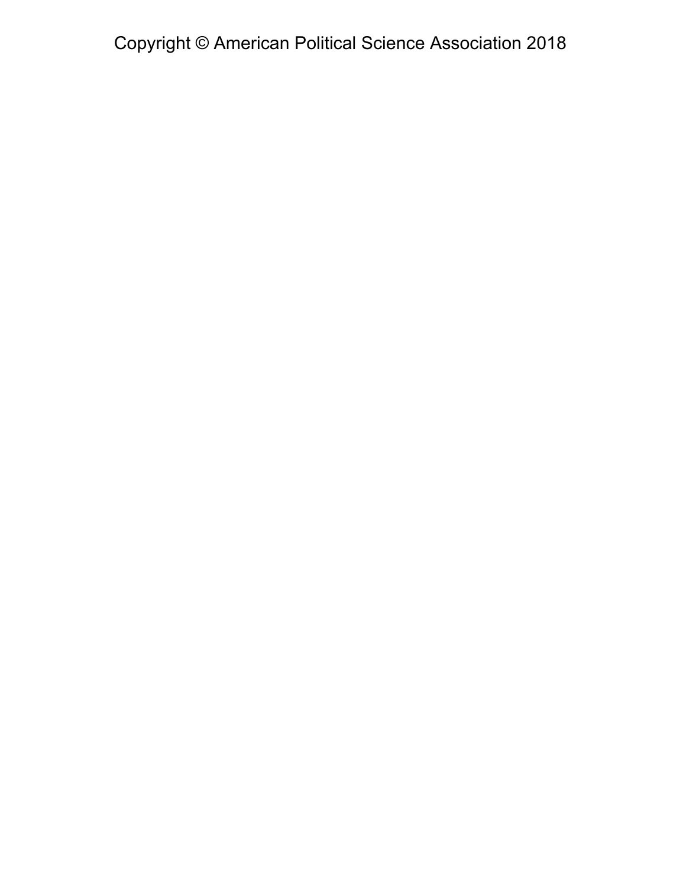Copyright © American Political Science Association 2018